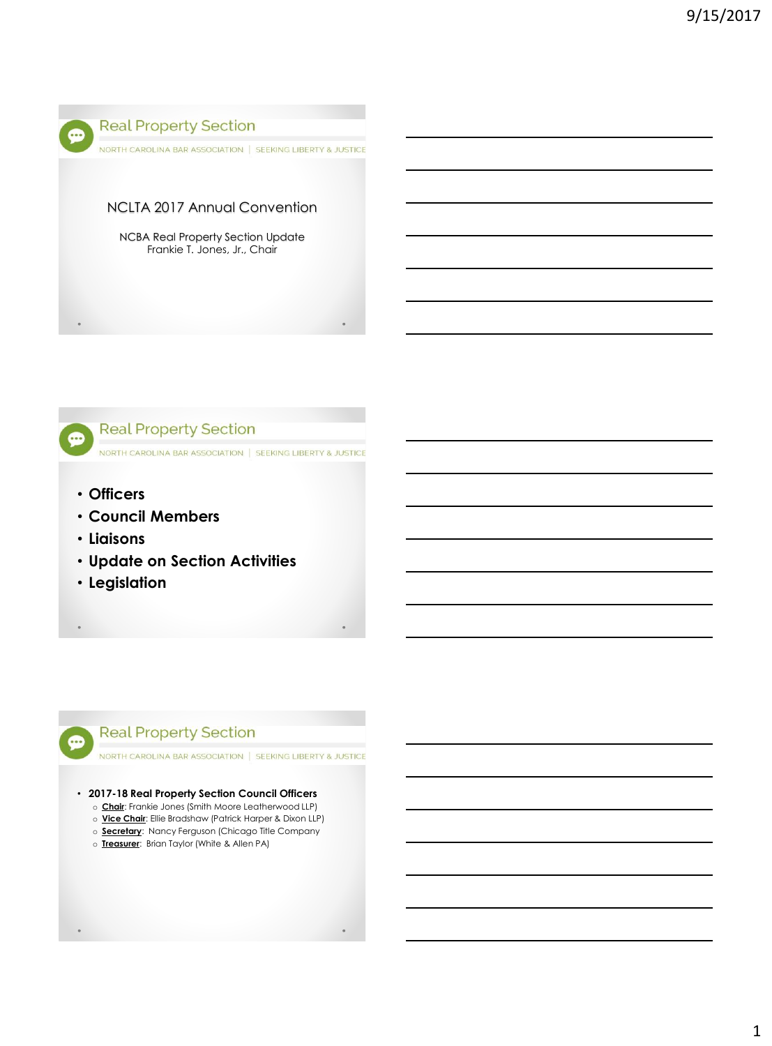## Real Property Section

NORTH CAROLINA BAR ASSOCIATION | SEEKING LIBERTY & JUSTICE

NCLTA 2017 Annual Convention

NCBA Real Property Section Update
Frankie T. Jones, Jr., Chair

## Real Property Section

NORTH CAROLINA BAR ASSOCIATION | SEEKING LIBERTY & JUSTICE

- **Officers**
- **Council Members**
- **Liaisons**
- **Update on Section Activities**
- **Legislation**

## Real Property Section

NORTH CAROLINA BAR ASSOCIATION | SEEKING LIBERTY & JUSTICE

- **2017-18 Real Property Section Council Officers**
  - **Chair**: Frankie Jones (Smith Moore Leatherwood LLP)
  - **Vice Chair**: Ellie Bradshaw (Patrick Harper & Dixon LLP)
  - **Secretary**: Nancy Ferguson (Chicago Title Company
  - **Treasurer**: Brian Taylor (White & Allen PA)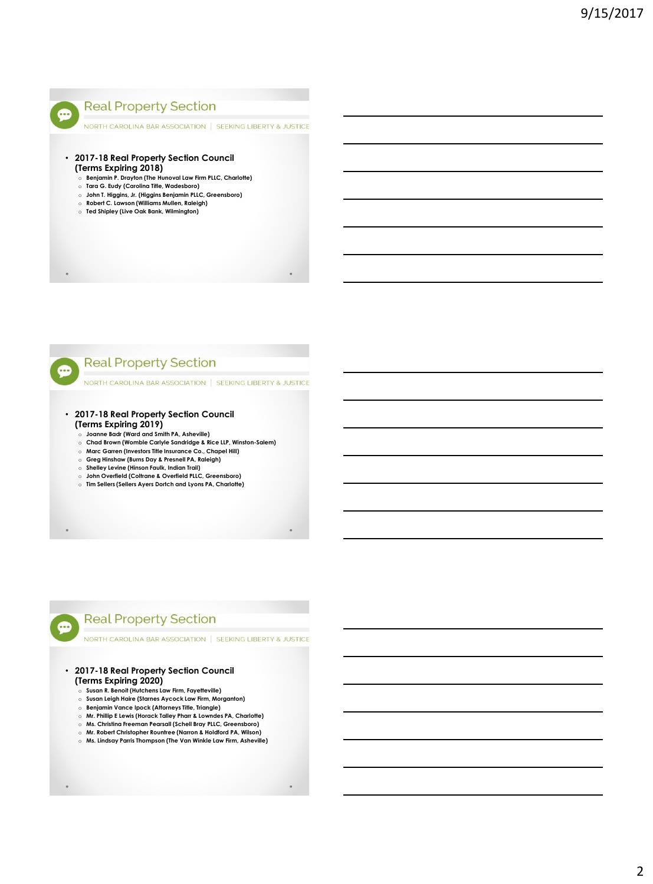## Real Property Section

NORTH CAROLINA BAR ASSOCIATION | SEEKING LIBERTY & JUSTICE

- **2017-18 Real Property Section Council (Terms Expiring 2018)**
  - Benjamin P. Drayton (The Hunoval Law Firm PLLC, Charlotte)
  - Tara G. Eudy (Carolina Title, Wadesboro)
  - John T. Higgins, Jr. (Higgins Benjamin PLLC, Greensboro)
  - Robert C. Lawson (Williams Mullen, Raleigh)
  - Ted Shipley (Live Oak Bank, Wilmington)

## Real Property Section

NORTH CAROLINA BAR ASSOCIATION | SEEKING LIBERTY & JUSTICE

- **2017-18 Real Property Section Council (Terms Expiring 2019)**
  - Joanne Badr (Ward and Smith PA, Asheville)
  - Chad Brown (Womble Carlyle Sandridge & Rice LLP, Winston-Salem)
  - Marc Garren (Investors Title Insurance Co., Chapel Hill)
  - Greg Hinshaw (Burns Day & Presnell PA, Raleigh)
  - Shelley Levine (Hinson Faulk, Indian Trail)
  - John Overfield (Coltrane & Overfield PLLC, Greensboro)
  - Tim Sellers (Sellers Ayers Dortch and Lyons PA, Charlotte)

## Real Property Section

NORTH CAROLINA BAR ASSOCIATION | SEEKING LIBERTY & JUSTICE

- **2017-18 Real Property Section Council (Terms Expiring 2020)**
  - Susan R. Benoit (Hutchens Law Firm, Fayetteville)
  - Susan Leigh Haire (Starnes Aycock Law Firm, Morganton)
  - Benjamin Vance Ipock (Attorneys Title, Triangle)
  - Mr. Phillip E Lewis (Horack Talley Pharr & Lowndes PA, Charlotte)
  - Ms. Christina Freeman Pearsall (Schell Bray PLLC, Greensboro)
  - Mr. Robert Christopher Rountree (Narron & Holdford PA, Wilson)
  - Ms. Lindsay Parris Thompson (The Van Winkle Law Firm, Asheville)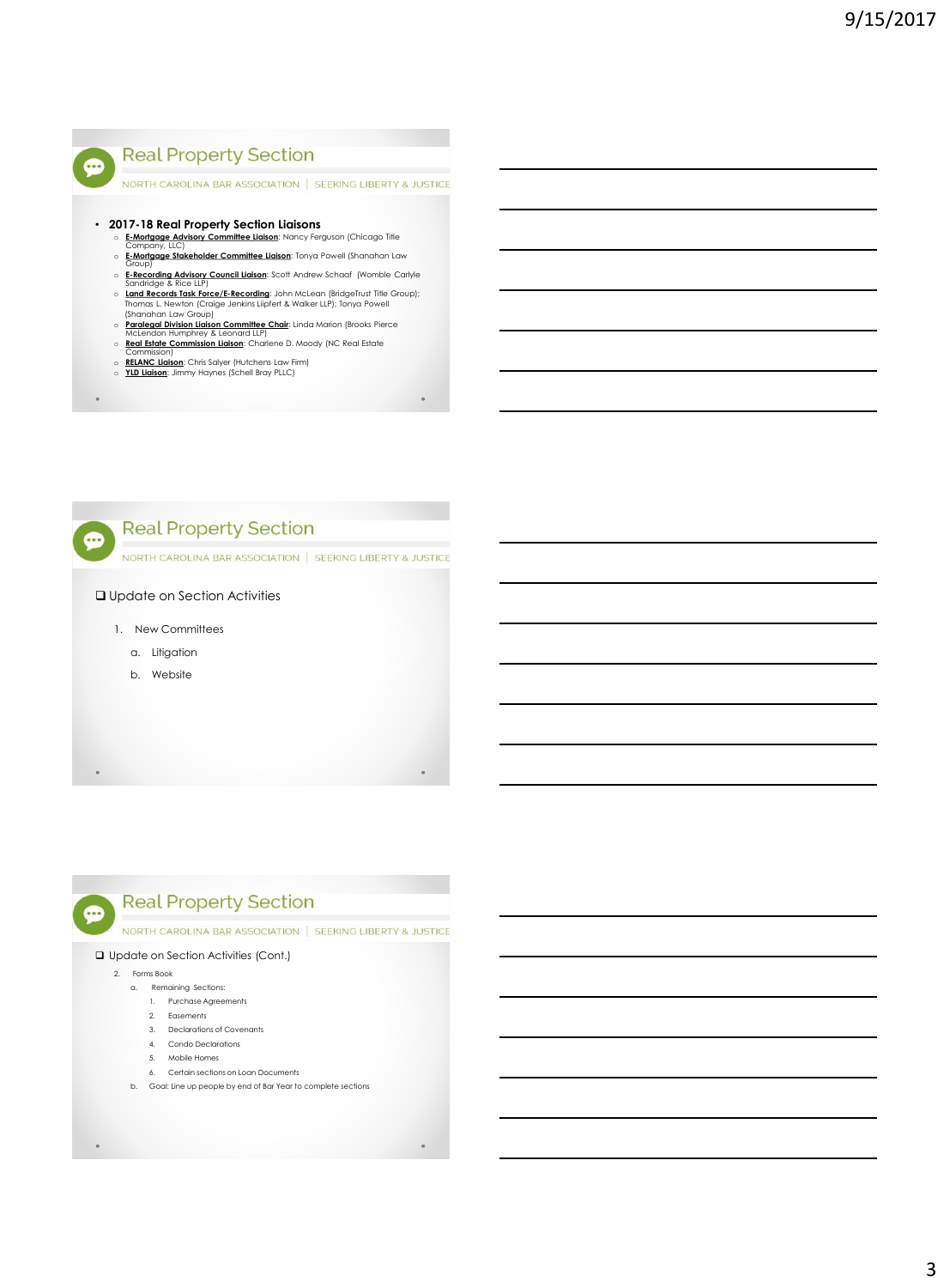## Real Property Section

NORTH CAROLINA BAR ASSOCIATION | SEEKING LIBERTY & JUSTICE

- **2017-18 Real Property Section Liaisons**
  - **E-Mortgage Advisory Committee Liaison**: Nancy Ferguson (Chicago Title Company, LLC)
  - **E-Mortgage Stakeholder Committee Liaison**: Tonya Powell (Shanahan Law Group)
  - **E-Recording Advisory Council Liaison**: Scott Andrew Schaaf (Womble Carlyle Sandridge & Rice LLP)
  - **Land Records Task Force/E-Recording**: John McLean (BridgeTrust Title Group); Thomas L. Newton (Craige Jenkins Liipfert & Walker LLP); Tonya Powell (Shanahan Law Group)
  - **Paralegal Division Liaison Committee Chair**: Linda Marion (Brooks Pierce McLendon Humphrey & Leonard LLP)
  - **Real Estate Commission Liaison**: Charlene D. Moody (NC Real Estate Commission)
  - **RELANC Liaison**: Chris Salyer (Hutchens Law Firm)
  - **YLD Liaison**: Jimmy Haynes (Schell Bray PLLC)

## Real Property Section

NORTH CAROLINA BAR ASSOCIATION | SEEKING LIBERTY & JUSTICE

- Update on Section Activities

1. New Committees
   a. Litigation
   b. Website

## Real Property Section

NORTH CAROLINA BAR ASSOCIATION | SEEKING LIBERTY & JUSTICE

- Update on Section Activities (Cont.)

2. Forms Book
   a. Remaining Sections:
      1. Purchase Agreements
      2. Easements
      3. Declarations of Covenants
      4. Condo Declarations
      5. Mobile Homes
      6. Certain sections on Loan Documents
   b. Goal: Line up people by end of Bar Year to complete sections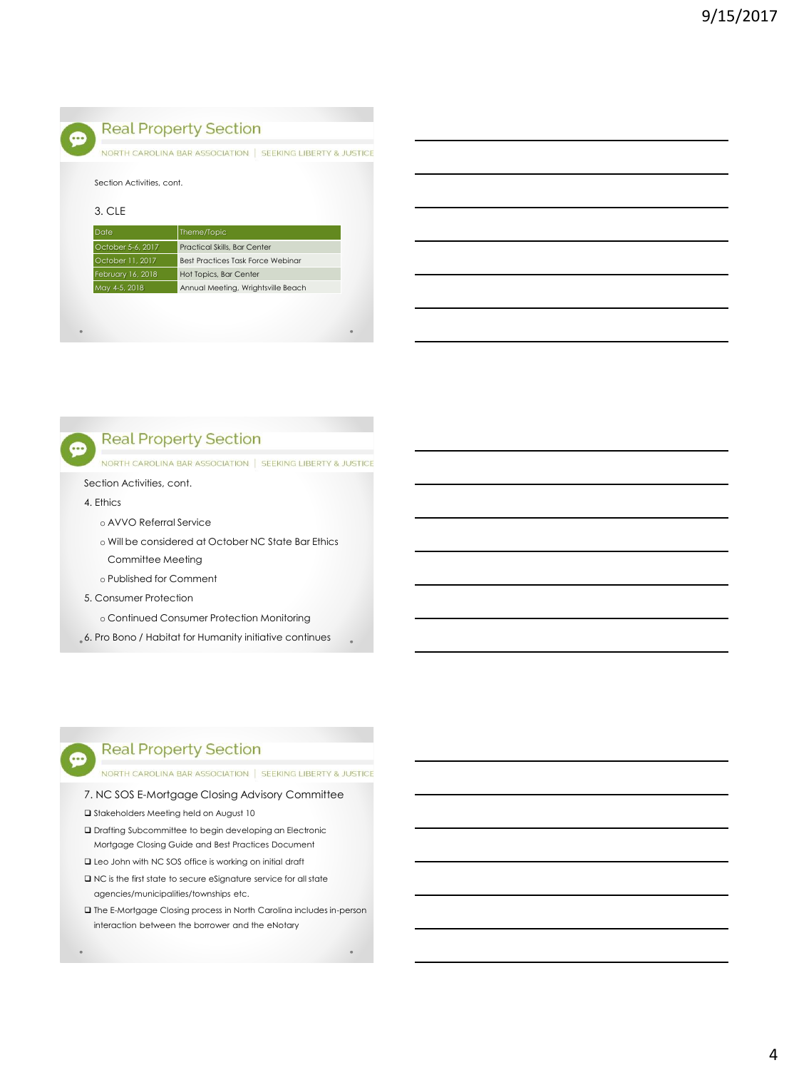## Real Property Section

NORTH CAROLINA BAR ASSOCIATION | SEEKING LIBERTY & JUSTICE

Section Activities, cont.

3. CLE

| Date | Theme/Topic |
|---|---|
| October 5-6, 2017 | Practical Skills, Bar Center |
| October 11, 2017 | Best Practices Task Force Webinar |
| February 16, 2018 | Hot Topics, Bar Center |
| May 4-5, 2018 | Annual Meeting, Wrightsville Beach |

## Real Property Section

NORTH CAROLINA BAR ASSOCIATION | SEEKING LIBERTY & JUSTICE

Section Activities, cont.

4. Ethics
   - AVVO Referral Service
   - Will be considered at October NC State Bar Ethics Committee Meeting
   - Published for Comment
5. Consumer Protection
   - Continued Consumer Protection Monitoring
6. Pro Bono / Habitat for Humanity initiative continues

## Real Property Section

NORTH CAROLINA BAR ASSOCIATION | SEEKING LIBERTY & JUSTICE

7. NC SOS E-Mortgage Closing Advisory Committee

- Stakeholders Meeting held on August 10
- Drafting Subcommittee to begin developing an Electronic Mortgage Closing Guide and Best Practices Document
- Leo John with NC SOS office is working on initial draft
- NC is the first state to secure eSignature service for all state agencies/municipalities/townships etc.
- The E-Mortgage Closing process in North Carolina includes in-person interaction between the borrower and the eNotary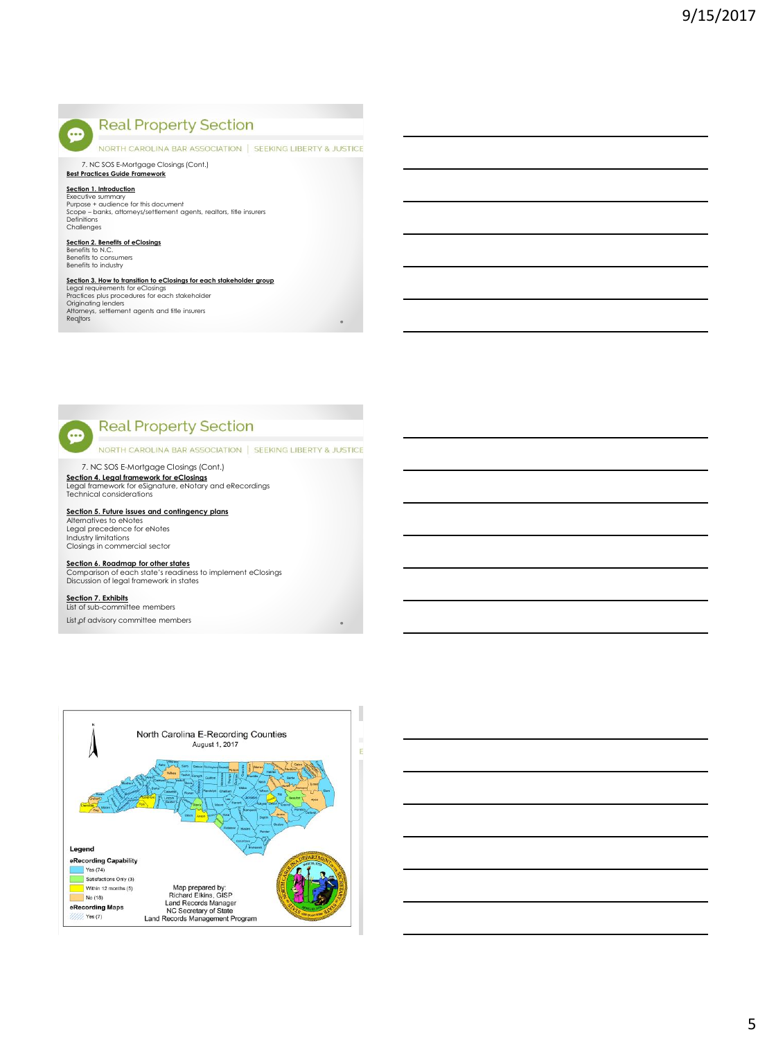## Real Property Section

NORTH CAROLINA BAR ASSOCIATION | SEEKING LIBERTY & JUSTICE

7. NC SOS E-Mortgage Closings (Cont.)

**Best Practices Guide Framework**

**Section 1. Introduction**
Executive summary
Purpose + audience for this document
Scope – banks, attorneys/settlement agents, realtors, title insurers
Definitions
Challenges

**Section 2. Benefits of eClosings**
Benefits to N.C.
Benefits to consumers
Benefits to industry

**Section 3. How to transition to eClosings for each stakeholder group**
Legal requirements for eClosings
Practices plus procedures for each stakeholder
Originating lenders
Attorneys, settlement agents and title insurers
Realtors

## Real Property Section

NORTH CAROLINA BAR ASSOCIATION | SEEKING LIBERTY & JUSTICE

7. NC SOS E-Mortgage Closings (Cont.)

**Section 4. Legal framework for eClosings**
Legal framework for eSignature, eNotary and eRecordings
Technical considerations

**Section 5. Future issues and contingency plans**
Alternatives to eNotes
Legal precedence for eNotes
Industry limitations
Closings in commercial sector

**Section 6. Roadmap for other states**
Comparison of each state's readiness to implement eClosings
Discussion of legal framework in states

**Section 7. Exhibits**
List of sub-committee members
List of advisory committee members

### North Carolina E-Recording Counties

August 1, 2017

**Legend**

**eRecording Capability**
- Yes (74)
- Satisfactions Only (3)
- Within 12 months (5)
- No (18)

**eRecording Maps**
- Yes (7)

Map prepared by:
Richard Elkins, GISP
Land Records Manager
NC Secretary of State
Land Records Management Program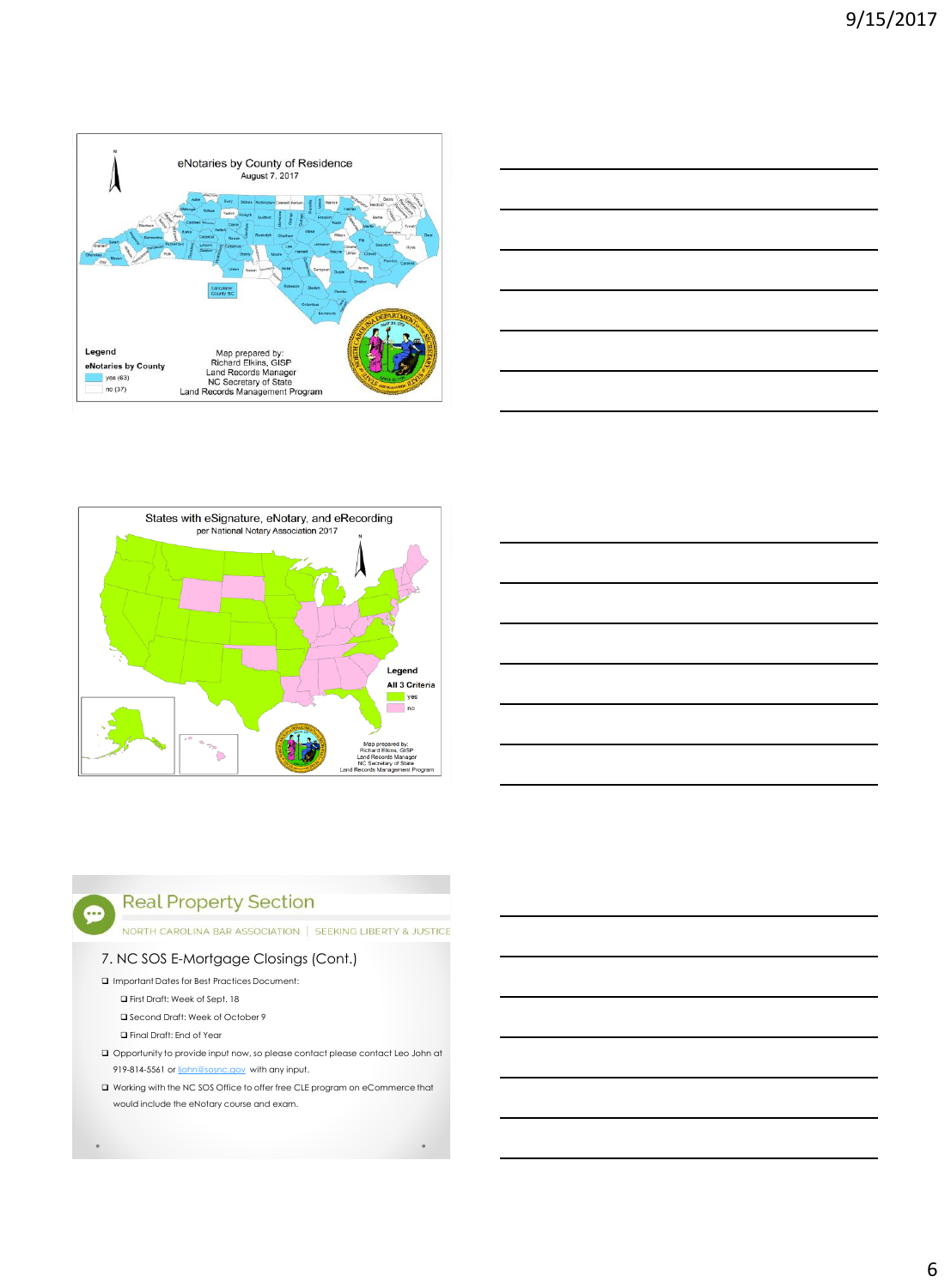## eNotaries by County of Residence

August 7, 2017

Legend

eNotaries by County

- yes (63)
- no (37)

Map prepared by:
Richard Elkins, GISP
Land Records Manager
NC Secretary of State
Land Records Management Program

## States with eSignature, eNotary, and eRecording

per National Notary Association 2017

Legend

All 3 Criteria

- yes
- no

Map prepared by:
Richard Elkins, GISP
Land Records Manager
NC Secretary of State
Land Records Management Program

## Real Property Section

NORTH CAROLINA BAR ASSOCIATION | SEEKING LIBERTY & JUSTICE

### 7. NC SOS E-Mortgage Closings (Cont.)

- Important Dates for Best Practices Document:
  - First Draft: Week of Sept. 18
  - Second Draft: Week of October 9
  - Final Draft: End of Year
- Opportunity to provide input now, so please contact please contact Leo John at 919-814-5561 or ljohn@sosnc.gov with any input.
- Working with the NC SOS Office to offer free CLE program on eCommerce that would include the eNotary course and exam.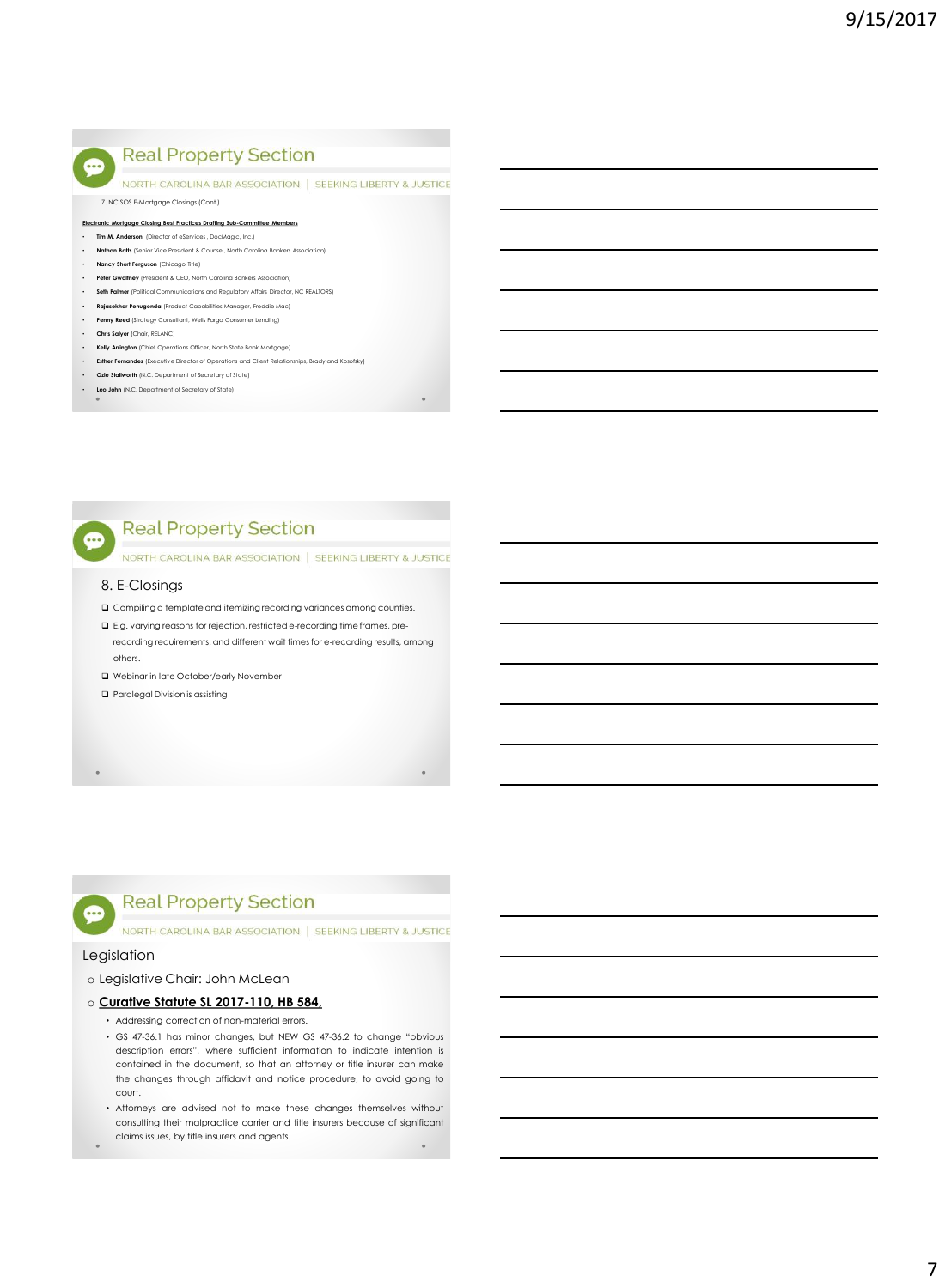## Real Property Section

NORTH CAROLINA BAR ASSOCIATION | SEEKING LIBERTY & JUSTICE

7. NC SOS E-Mortgage Closings (Cont.)

**Electronic Mortgage Closing Best Practices Drafting Sub-Committee Members**

- **Tim M. Anderson** (Director of eServices , DocMagic, Inc.)
- **Nathan Batts** (Senior Vice President & Counsel, North Carolina Bankers Association)
- **Nancy Short Ferguson** (Chicago Title)
- **Peter Gwaltney** (President & CEO, North Carolina Bankers Association)
- **Seth Palmer** (Political Communications and Regulatory Affairs Director, NC REALTORS)
- **Rajasekhar Penugonda** (Product Capabilities Manager, Freddie Mac)
- **Penny Reed** (Strategy Consultant, Wells Fargo Consumer Lending)
- **Chris Salyer** (Chair, RELANC)
- **Kelly Arrington** (Chief Operations Officer, North State Bank Mortgage)
- **Esther Fernandes** (Executive Director of Operations and Client Relationships, Brady and Kosofsky)
- **Ozie Stallworth** (N.C. Department of Secretary of State)
- **Leo John** (N.C. Department of Secretary of State)

## Real Property Section

NORTH CAROLINA BAR ASSOCIATION | SEEKING LIBERTY & JUSTICE

### 8. E-Closings

- Compiling a template and itemizing recording variances among counties.
- E.g. varying reasons for rejection, restricted e-recording time frames, pre-recording requirements, and different wait times for e-recording results, among others.
- Webinar in late October/early November
- Paralegal Division is assisting

## Real Property Section

NORTH CAROLINA BAR ASSOCIATION | SEEKING LIBERTY & JUSTICE

### Legislation

- Legislative Chair: John McLean
- **Curative Statute SL 2017-110, HB 584,**
  - Addressing correction of non-material errors.
  - GS 47-36.1 has minor changes, but NEW GS 47-36.2 to change "obvious description errors", where sufficient information to indicate intention is contained in the document, so that an attorney or title insurer can make the changes through affidavit and notice procedure, to avoid going to court.
  - Attorneys are advised not to make these changes themselves without consulting their malpractice carrier and title insurers because of significant claims issues, by title insurers and agents.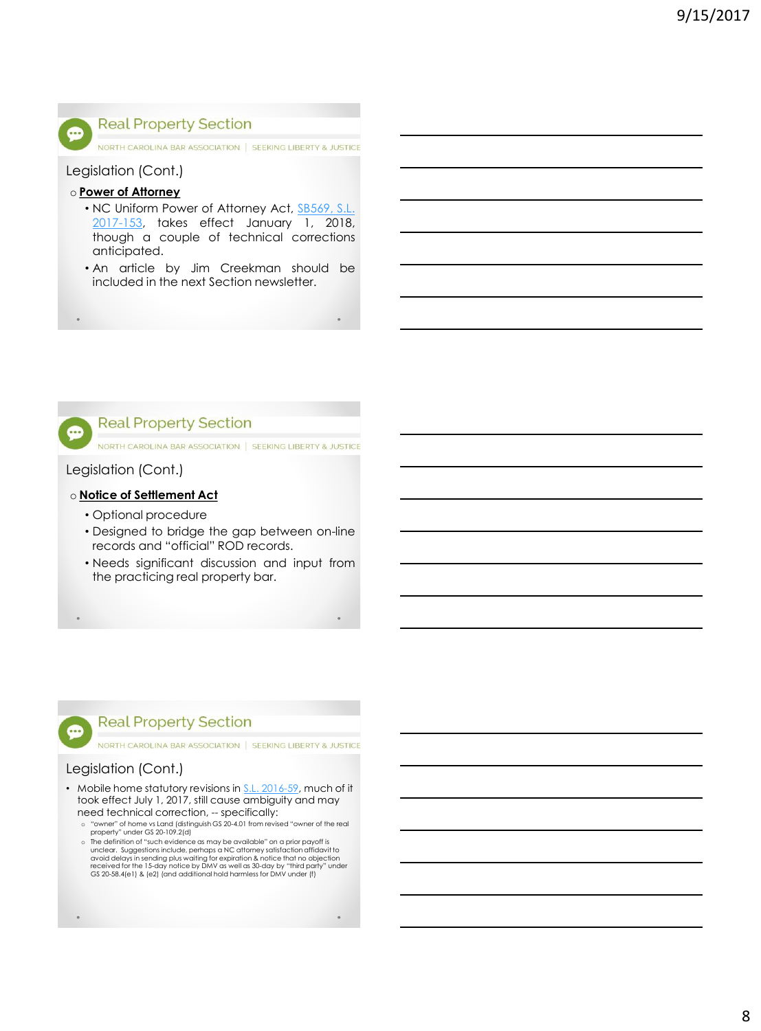## Real Property Section

NORTH CAROLINA BAR ASSOCIATION | SEEKING LIBERTY & JUSTICE

### Legislation (Cont.)

- **Power of Attorney**
  - NC Uniform Power of Attorney Act, SB569, S.L. 2017-153, takes effect January 1, 2018, though a couple of technical corrections anticipated.
  - An article by Jim Creekman should be included in the next Section newsletter.

## Real Property Section

NORTH CAROLINA BAR ASSOCIATION | SEEKING LIBERTY & JUSTICE

### Legislation (Cont.)

- **Notice of Settlement Act**
  - Optional procedure
  - Designed to bridge the gap between on-line records and "official" ROD records.
  - Needs significant discussion and input from the practicing real property bar.

## Real Property Section

NORTH CAROLINA BAR ASSOCIATION | SEEKING LIBERTY & JUSTICE

### Legislation (Cont.)

- Mobile home statutory revisions in S.L. 2016-59, much of it took effect July 1, 2017, still cause ambiguity and may need technical correction, -- specifically:
  - "owner" of home vs Land (distinguish GS 20-4.01 from revised "owner of the real property" under GS 20-109.2(d)
  - The definition of "such evidence as may be available" on a prior payoff is unclear. Suggestions include, perhaps a NC attorney satisfaction affidavit to avoid delays in sending plus waiting for expiration & notice that no objection received for the 15-day notice by DMV as well as 30-day by "third party" under GS 20-58.4(e1) & (e2) (and additional hold harmless for DMV under (f)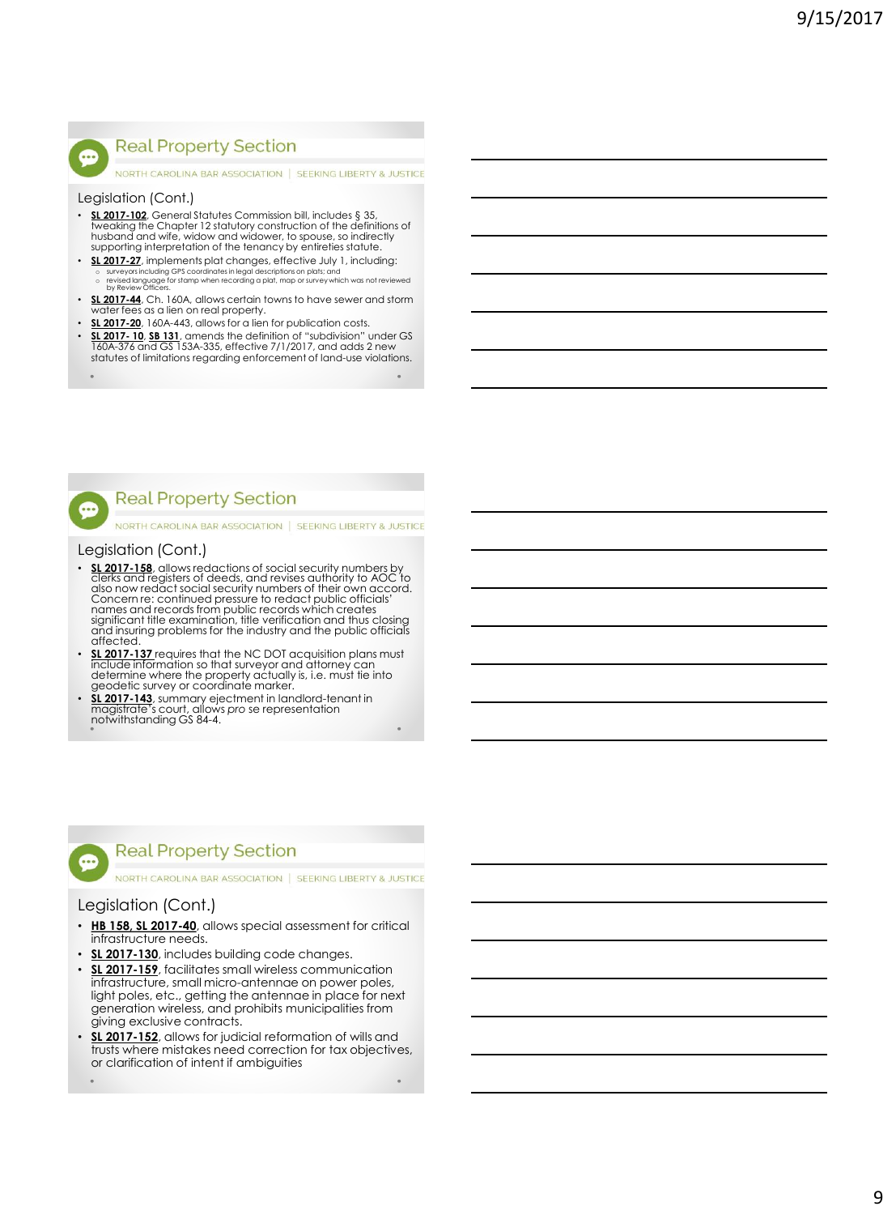## Real Property Section

NORTH CAROLINA BAR ASSOCIATION | SEEKING LIBERTY & JUSTICE

### Legislation (Cont.)

- **SL 2017-102**, General Statutes Commission bill, includes § 35, tweaking the Chapter 12 statutory construction of the definitions of husband and wife, widow and widower, to spouse, so indirectly supporting interpretation of the tenancy by entireties statute.
- **SL 2017-27**, implements plat changes, effective July 1, including:
  - surveyors including GPS coordinates in legal descriptions on plats; and
  - revised language for stamp when recording a plat, map or survey which was not reviewed by Review Officers.
- **SL 2017-44**, Ch. 160A, allows certain towns to have sewer and storm water fees as a lien on real property.
- **SL 2017-20**, 160A-443, allows for a lien for publication costs.
- **SL 2017- 10**, **SB 131**, amends the definition of "subdivision" under GS 160A-376 and GS 153A-335, effective 7/1/2017, and adds 2 new statutes of limitations regarding enforcement of land-use violations.

## Real Property Section

NORTH CAROLINA BAR ASSOCIATION | SEEKING LIBERTY & JUSTICE

### Legislation (Cont.)

- **SL 2017-158**, allows redactions of social security numbers by clerks and registers of deeds, and revises authority to AOC to also now redact social security numbers of their own accord. Concern re: continued pressure to redact public officials' names and records from public records which creates significant title examination, title verification and thus closing and insuring problems for the industry and the public officials affected.
- **SL 2017-137** requires that the NC DOT acquisition plans must include information so that surveyor and attorney can determine where the property actually is, i.e. must tie into geodetic survey or coordinate marker.
- **SL 2017-143**, summary ejectment in landlord-tenant in magistrate's court, allows *pro se* representation notwithstanding GS 84-4.

## Real Property Section

NORTH CAROLINA BAR ASSOCIATION | SEEKING LIBERTY & JUSTICE

### Legislation (Cont.)

- **HB 158, SL 2017-40**, allows special assessment for critical infrastructure needs.
- **SL 2017-130**, includes building code changes.
- **SL 2017-159**, facilitates small wireless communication infrastructure, small micro-antennae on power poles, light poles, etc., getting the antennae in place for next generation wireless, and prohibits municipalities from giving exclusive contracts.
- **SL 2017-152**, allows for judicial reformation of wills and trusts where mistakes need correction for tax objectives, or clarification of intent if ambiguities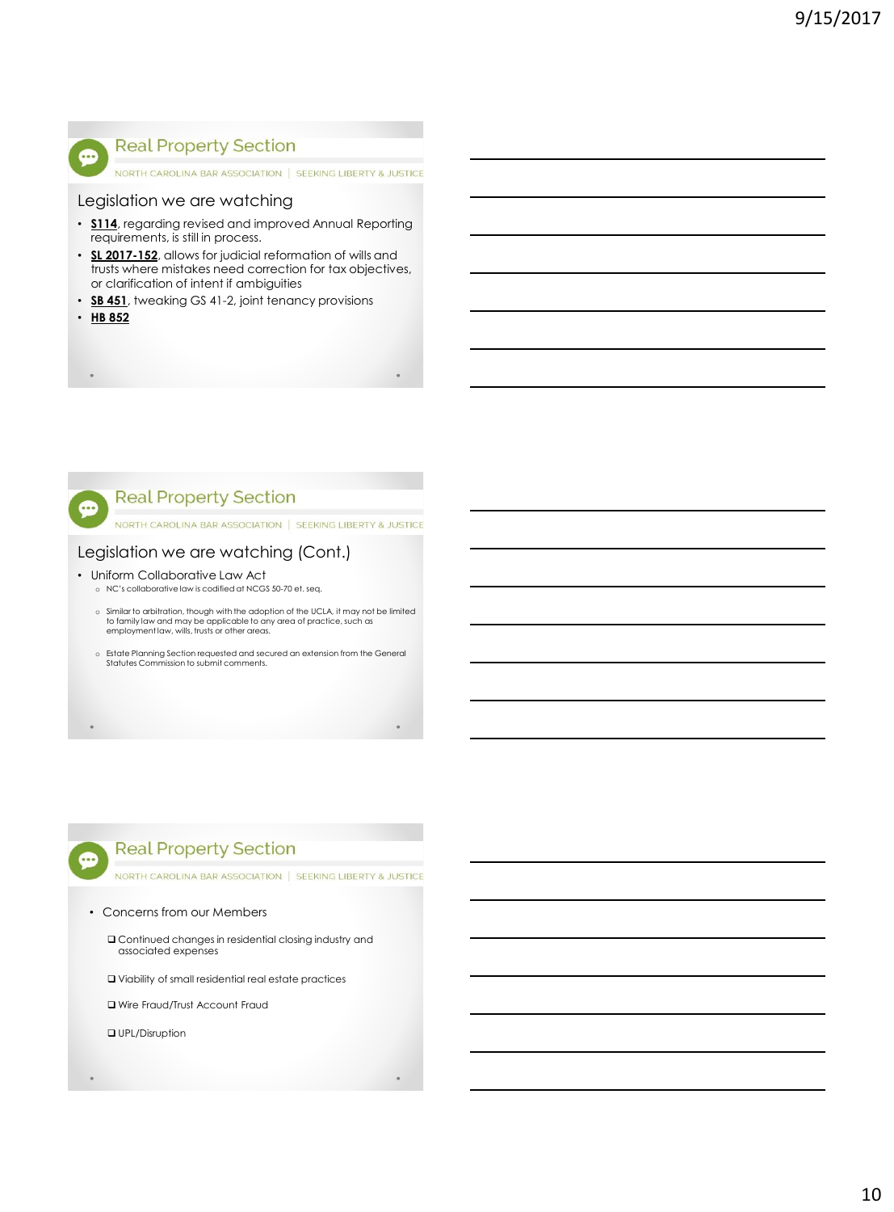## Real Property Section

NORTH CAROLINA BAR ASSOCIATION | SEEKING LIBERTY & JUSTICE

### Legislation we are watching

- **S114**, regarding revised and improved Annual Reporting requirements, is still in process.
- **SL 2017-152**, allows for judicial reformation of wills and trusts where mistakes need correction for tax objectives, or clarification of intent if ambiguities
- **SB 451**, tweaking GS 41-2, joint tenancy provisions
- **HB 852**

## Real Property Section

NORTH CAROLINA BAR ASSOCIATION | SEEKING LIBERTY & JUSTICE

### Legislation we are watching (Cont.)

- Uniform Collaborative Law Act
  - NC's collaborative law is codified at NCGS 50-70 et. seq.
  - Similar to arbitration, though with the adoption of the UCLA, it may not be limited to family law and may be applicable to any area of practice, such as employment law, wills, trusts or other areas.
  - Estate Planning Section requested and secured an extension from the General Statutes Commission to submit comments.

## Real Property Section

NORTH CAROLINA BAR ASSOCIATION | SEEKING LIBERTY & JUSTICE

- Concerns from our Members
  - ❑ Continued changes in residential closing industry and associated expenses
  - ❑ Viability of small residential real estate practices
  - ❑ Wire Fraud/Trust Account Fraud
  - ❑ UPL/Disruption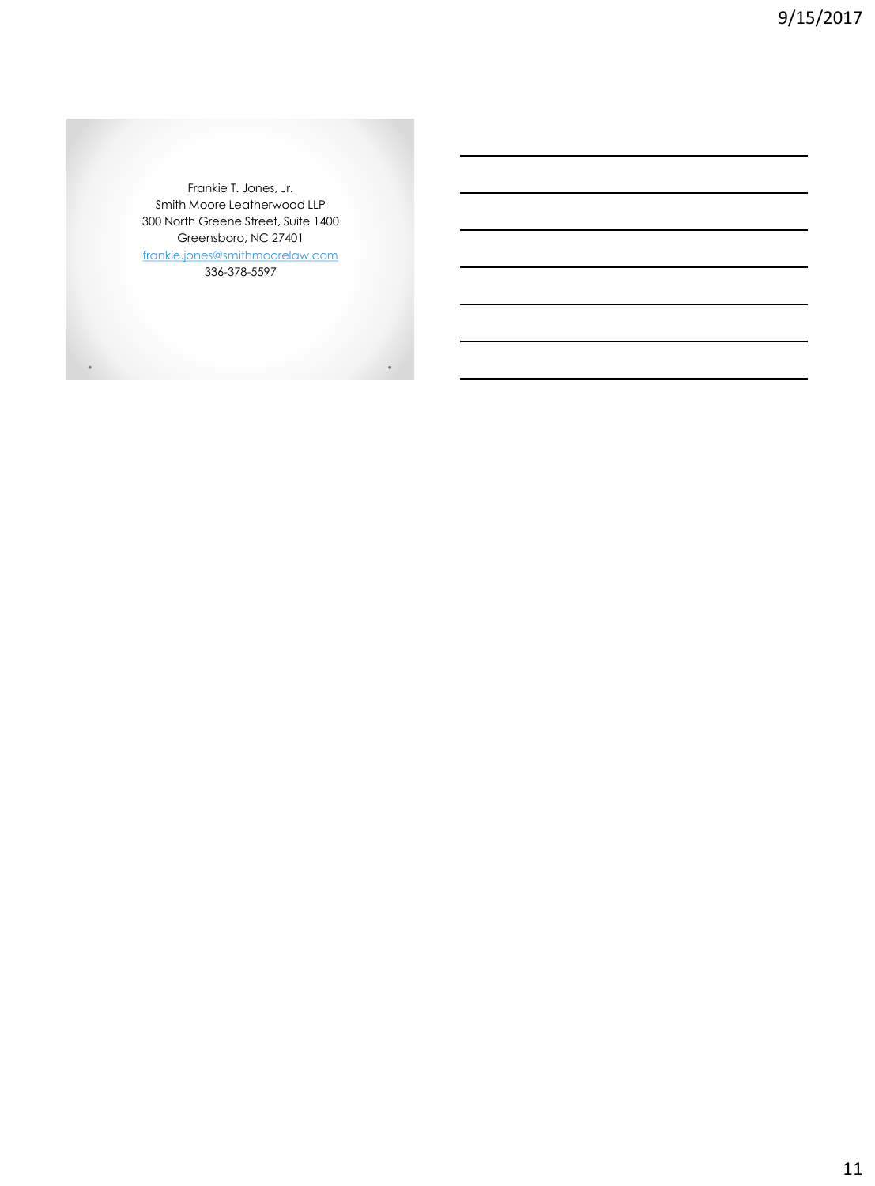Frankie T. Jones, Jr.
Smith Moore Leatherwood LLP
300 North Greene Street, Suite 1400
Greensboro, NC 27401
frankie.jones@smithmoorelaw.com
336-378-5597